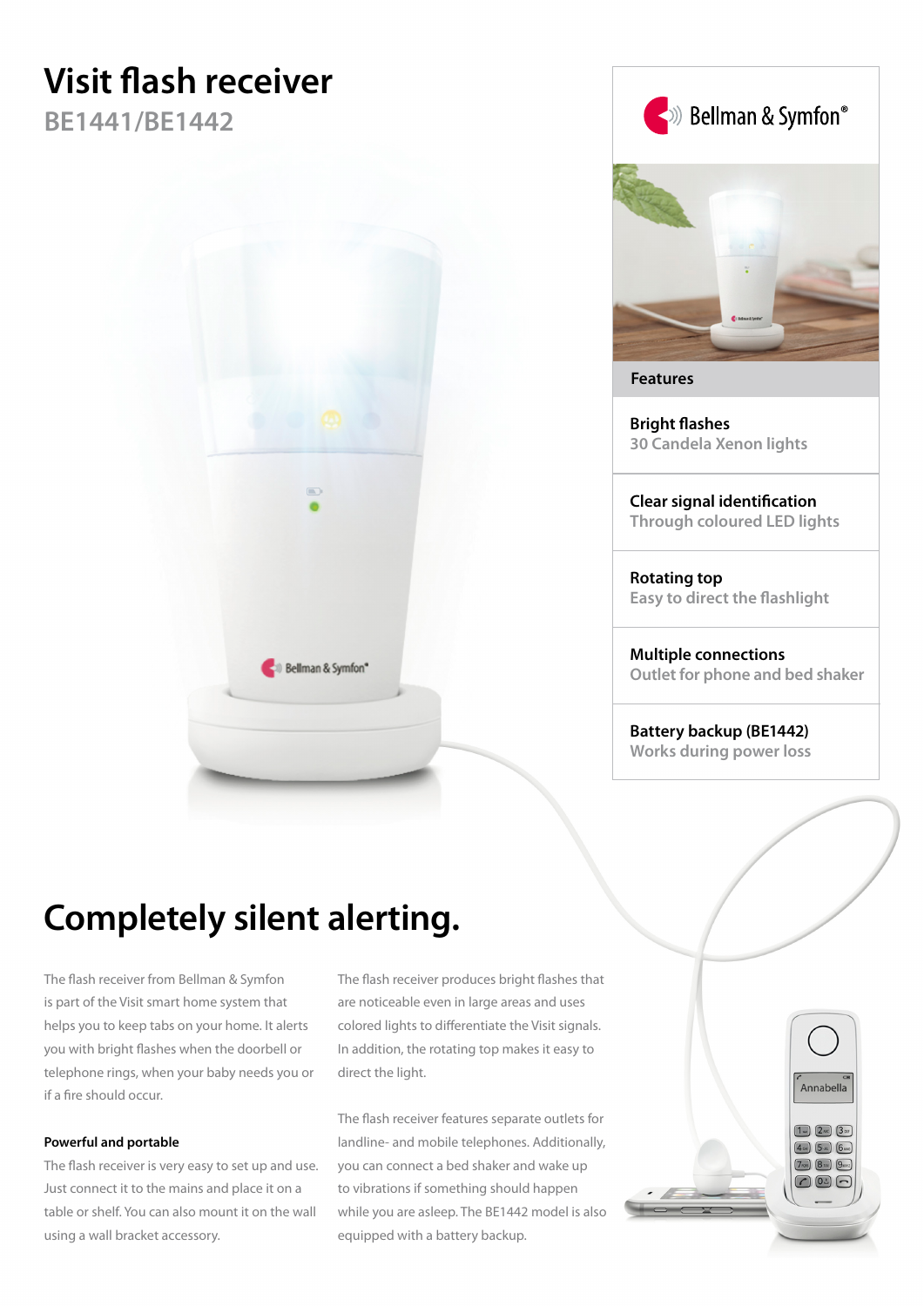# Visit flash receiver

## BE1441/BE1442

Bellman & Symfon®

### Features

**Bright flashes**
30 Candela Xenon lights

**Clear signal identification**
Through coloured LED lights

**Rotating top**
Easy to direct the flashlight

**Multiple connections**
Outlet for phone and bed shaker

**Battery backup (BE1442)**
Works during power loss

# Completely silent alerting.

The flash receiver from Bellman & Symfon is part of the Visit smart home system that helps you to keep tabs on your home. It alerts you with bright flashes when the doorbell or telephone rings, when your baby needs you or if a fire should occur.

**Powerful and portable**

The flash receiver is very easy to set up and use. Just connect it to the mains and place it on a table or shelf. You can also mount it on the wall using a wall bracket accessory.

The flash receiver produces bright flashes that are noticeable even in large areas and uses colored lights to differentiate the Visit signals. In addition, the rotating top makes it easy to direct the light.

The flash receiver features separate outlets for landline- and mobile telephones. Additionally, you can connect a bed shaker and wake up to vibrations if something should happen while you are asleep. The BE1442 model is also equipped with a battery backup.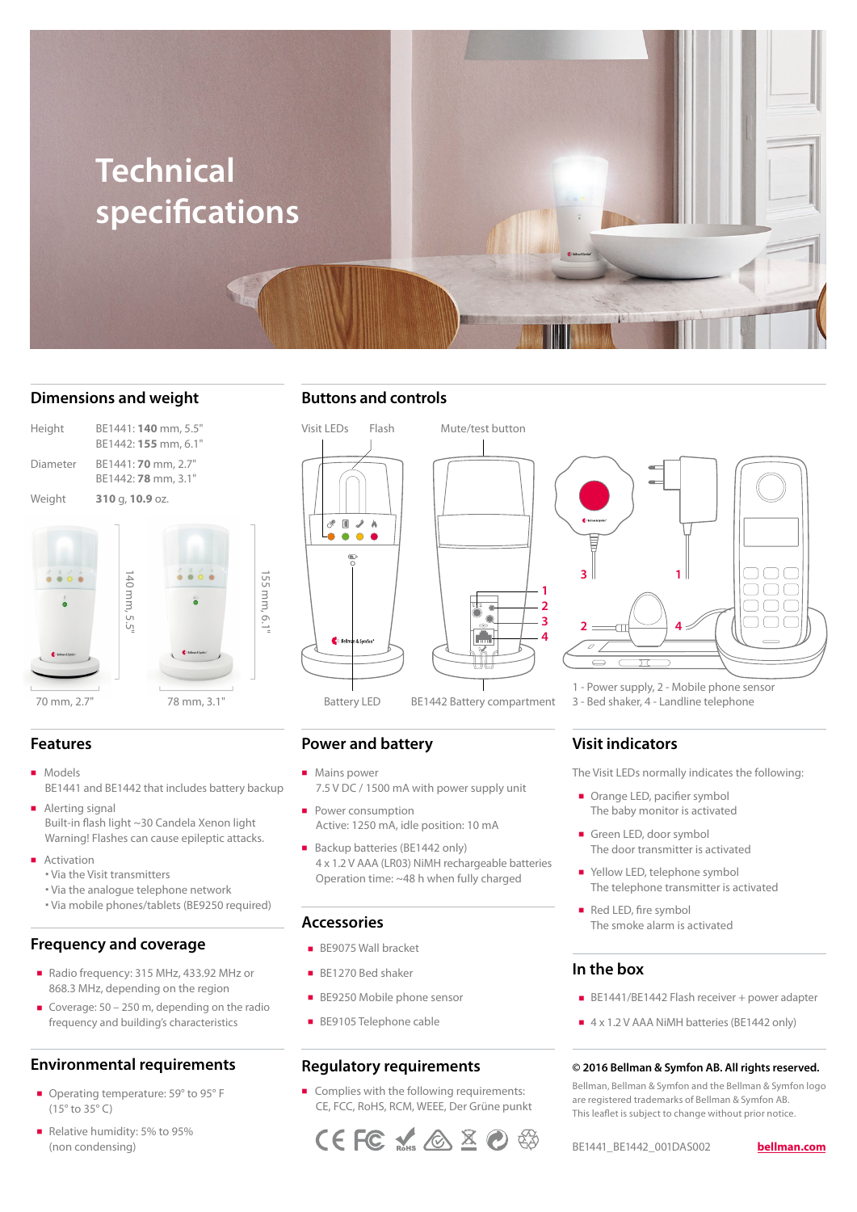# Technical specifications

## Dimensions and weight

| | |
|---|---|
| Height | BE1441: **140** mm, 5.5"<br>BE1442: **155** mm, 6.1" |
| Diameter | BE1441: **70** mm, 2.7"<br>BE1442: **78** mm, 3.1" |
| Weight | **310** g, **10.9** oz. |

140 mm, 5.5"

155 mm, 6.1"

70 mm, 2.7"

78 mm, 3.1"

## Buttons and controls

Visit LEDs

Flash

Mute/test button

Battery LED

BE1442 Battery compartment

1 - Power supply, 2 - Mobile phone sensor
3 - Bed shaker, 4 - Landline telephone

## Features

- Models
  BE1441 and BE1442 that includes battery backup
- Alerting signal
  Built-in flash light ~30 Candela Xenon light
  Warning! Flashes can cause epileptic attacks.
- Activation
  • Via the Visit transmitters
  • Via the analogue telephone network
  • Via mobile phones/tablets (BE9250 required)

## Frequency and coverage

- Radio frequency: 315 MHz, 433.92 MHz or 868.3 MHz, depending on the region
- Coverage: 50 – 250 m, depending on the radio frequency and building's characteristics

## Environmental requirements

- Operating temperature: 59° to 95° F (15° to 35° C)
- Relative humidity: 5% to 95% (non condensing)

## Power and battery

- Mains power
  7.5 V DC / 1500 mA with power supply unit
- Power consumption
  Active: 1250 mA, idle position: 10 mA
- Backup batteries (BE1442 only)
  4 x 1.2 V AAA (LR03) NiMH rechargeable batteries
  Operation time: ~48 h when fully charged

## Accessories

- BE9075 Wall bracket
- BE1270 Bed shaker
- BE9250 Mobile phone sensor
- BE9105 Telephone cable

## Regulatory requirements

- Complies with the following requirements:
  CE, FCC, RoHS, RCM, WEEE, Der Grüne punkt

## Visit indicators

The Visit LEDs normally indicates the following:

- Orange LED, pacifier symbol
  The baby monitor is activated
- Green LED, door symbol
  The door transmitter is activated
- Yellow LED, telephone symbol
  The telephone transmitter is activated
- Red LED, fire symbol
  The smoke alarm is activated

## In the box

- BE1441/BE1442 Flash receiver + power adapter
- 4 x 1.2 V AAA NiMH batteries (BE1442 only)

**© 2016 Bellman & Symfon AB. All rights reserved.**

Bellman, Bellman & Symfon and the Bellman & Symfon logo are registered trademarks of Bellman & Symfon AB.
This leaflet is subject to change without prior notice.

BE1441_BE1442_001DAS002

**bellman.com**